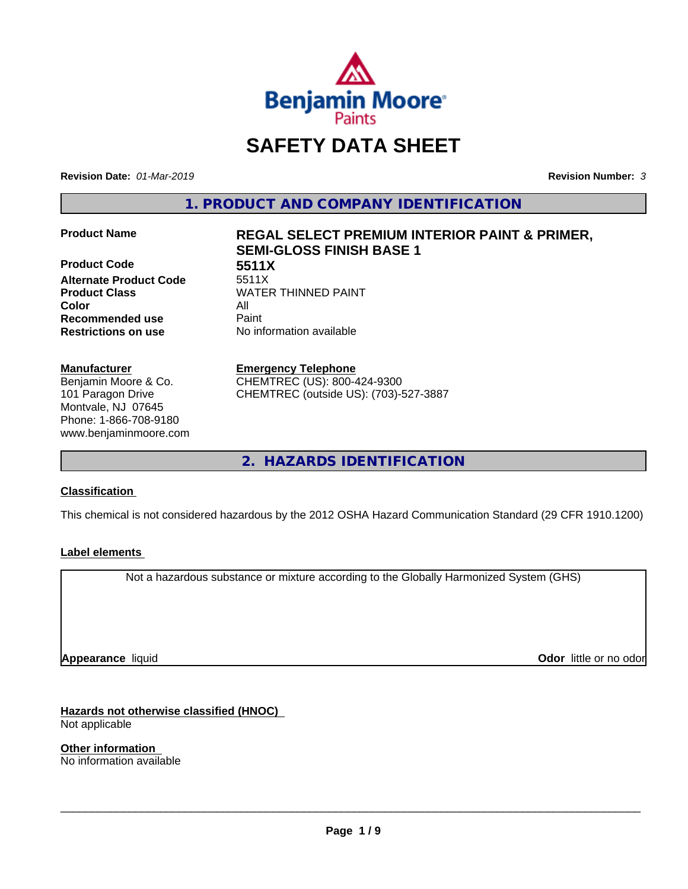# SAFETY DATA SHEET

**Revision Date:** *01-Mar-2019*

**Revision Number:** *3*

## 1. PRODUCT AND COMPANY IDENTIFICATION

| | |
|---|---|
| **Product Name** | **REGAL SELECT PREMIUM INTERIOR PAINT & PRIMER, SEMI-GLOSS FINISH BASE 1** |
| **Product Code** | **5511X** |
| **Alternate Product Code** | 5511X |
| **Product Class** | WATER THINNED PAINT |
| **Color** | All |
| **Recommended use** | Paint |
| **Restrictions on use** | No information available |

**Manufacturer**
Benjamin Moore & Co.
101 Paragon Drive
Montvale, NJ 07645
Phone: 1-866-708-9180
www.benjaminmoore.com

**Emergency Telephone**
CHEMTREC (US): 800-424-9300
CHEMTREC (outside US): (703)-527-3887

## 2. HAZARDS IDENTIFICATION

**Classification**

This chemical is not considered hazardous by the 2012 OSHA Hazard Communication Standard (29 CFR 1910.1200)

**Label elements**

Not a hazardous substance or mixture according to the Globally Harmonized System (GHS)

**Appearance** liquid

**Odor** little or no odor

**Hazards not otherwise classified (HNOC)**
Not applicable

**Other information**
No information available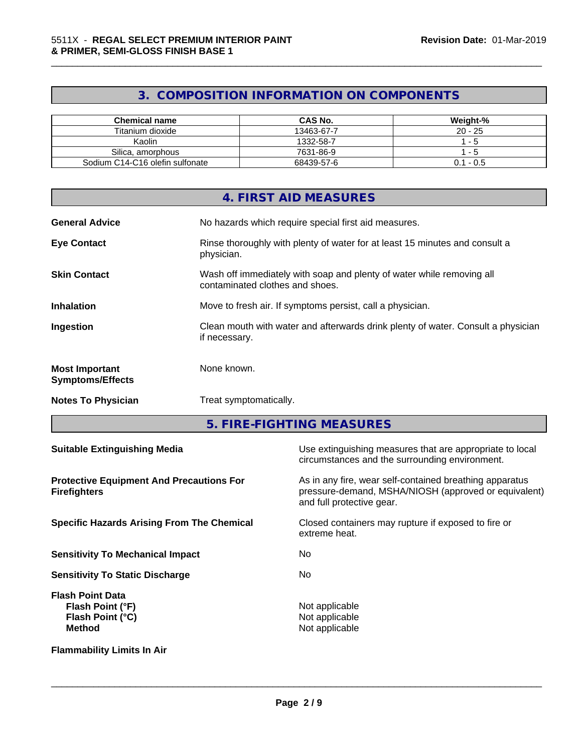## 3. COMPOSITION INFORMATION ON COMPONENTS

| Chemical name | CAS No. | Weight-% |
|---|---|---|
| Titanium dioxide | 13463-67-7 | 20 - 25 |
| Kaolin | 1332-58-7 | 1 - 5 |
| Silica, amorphous | 7631-86-9 | 1 - 5 |
| Sodium C14-C16 olefin sulfonate | 68439-57-6 | 0.1 - 0.5 |

## 4. FIRST AID MEASURES

**General Advice** No hazards which require special first aid measures.

**Eye Contact** Rinse thoroughly with plenty of water for at least 15 minutes and consult a physician.

**Skin Contact** Wash off immediately with soap and plenty of water while removing all contaminated clothes and shoes.

**Inhalation** Move to fresh air. If symptoms persist, call a physician.

**Ingestion** Clean mouth with water and afterwards drink plenty of water. Consult a physician if necessary.

**Most Important Symptoms/Effects** None known.

**Notes To Physician** Treat symptomatically.

## 5. FIRE-FIGHTING MEASURES

**Suitable Extinguishing Media** Use extinguishing measures that are appropriate to local circumstances and the surrounding environment.

**Protective Equipment And Precautions For Firefighters** As in any fire, wear self-contained breathing apparatus pressure-demand, MSHA/NIOSH (approved or equivalent) and full protective gear.

**Specific Hazards Arising From The Chemical** Closed containers may rupture if exposed to fire or extreme heat.

**Sensitivity To Mechanical Impact** No

**Sensitivity To Static Discharge** No

**Flash Point Data**
- **Flash Point (°F)** Not applicable
- **Flash Point (°C)** Not applicable
- **Method** Not applicable

**Flammability Limits In Air**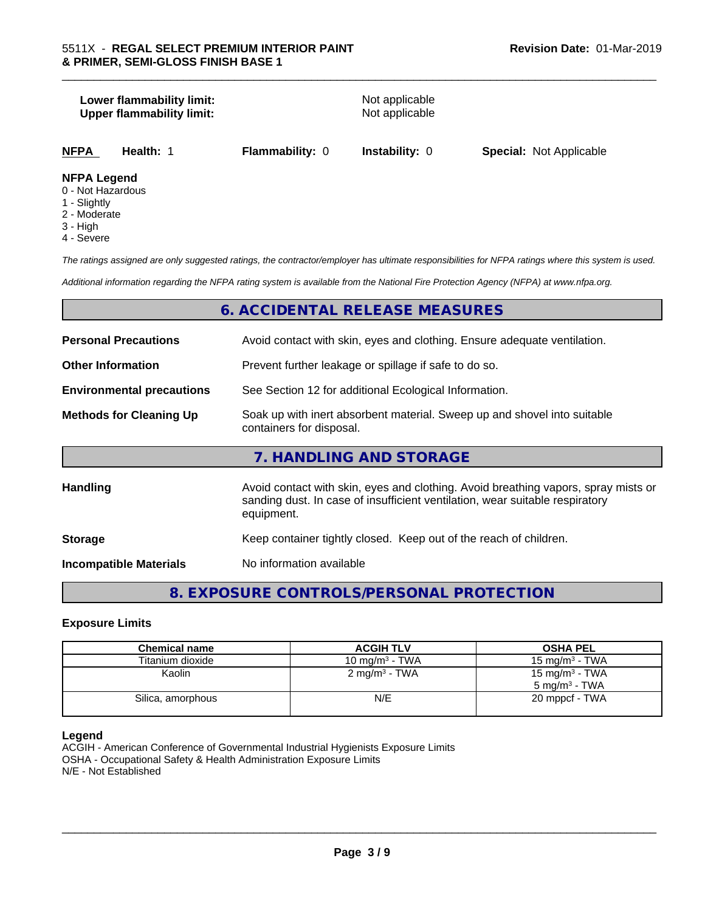**Lower flammability limit:** Not applicable
**Upper flammability limit:** Not applicable

| **NFPA** | **Health:** 1 | **Flammability:** 0 | **Instability:** 0 | **Special:** Not Applicable |
|---|---|---|---|---|

**NFPA Legend**
0 - Not Hazardous
1 - Slightly
2 - Moderate
3 - High
4 - Severe

*The ratings assigned are only suggested ratings, the contractor/employer has ultimate responsibilities for NFPA ratings where this system is used.*

*Additional information regarding the NFPA rating system is available from the National Fire Protection Agency (NFPA) at www.nfpa.org.*

## 6. ACCIDENTAL RELEASE MEASURES

**Personal Precautions** Avoid contact with skin, eyes and clothing. Ensure adequate ventilation.

**Other Information** Prevent further leakage or spillage if safe to do so.

**Environmental precautions** See Section 12 for additional Ecological Information.

**Methods for Cleaning Up** Soak up with inert absorbent material. Sweep up and shovel into suitable containers for disposal.

## 7. HANDLING AND STORAGE

**Handling** Avoid contact with skin, eyes and clothing. Avoid breathing vapors, spray mists or sanding dust. In case of insufficient ventilation, wear suitable respiratory equipment.

**Storage** Keep container tightly closed. Keep out of the reach of children.

**Incompatible Materials** No information available

## 8. EXPOSURE CONTROLS/PERSONAL PROTECTION

### Exposure Limits

| Chemical name | ACGIH TLV | OSHA PEL |
|---|---|---|
| Titanium dioxide | 10 mg/m$^3$ - TWA | 15 mg/m$^3$ - TWA |
| Kaolin | 2 mg/m$^3$ - TWA | 15 mg/m$^3$ - TWA<br>5 mg/m$^3$ - TWA |
| Silica, amorphous | N/E | 20 mppcf - TWA |

**Legend**
ACGIH - American Conference of Governmental Industrial Hygienists Exposure Limits
OSHA - Occupational Safety & Health Administration Exposure Limits
N/E - Not Established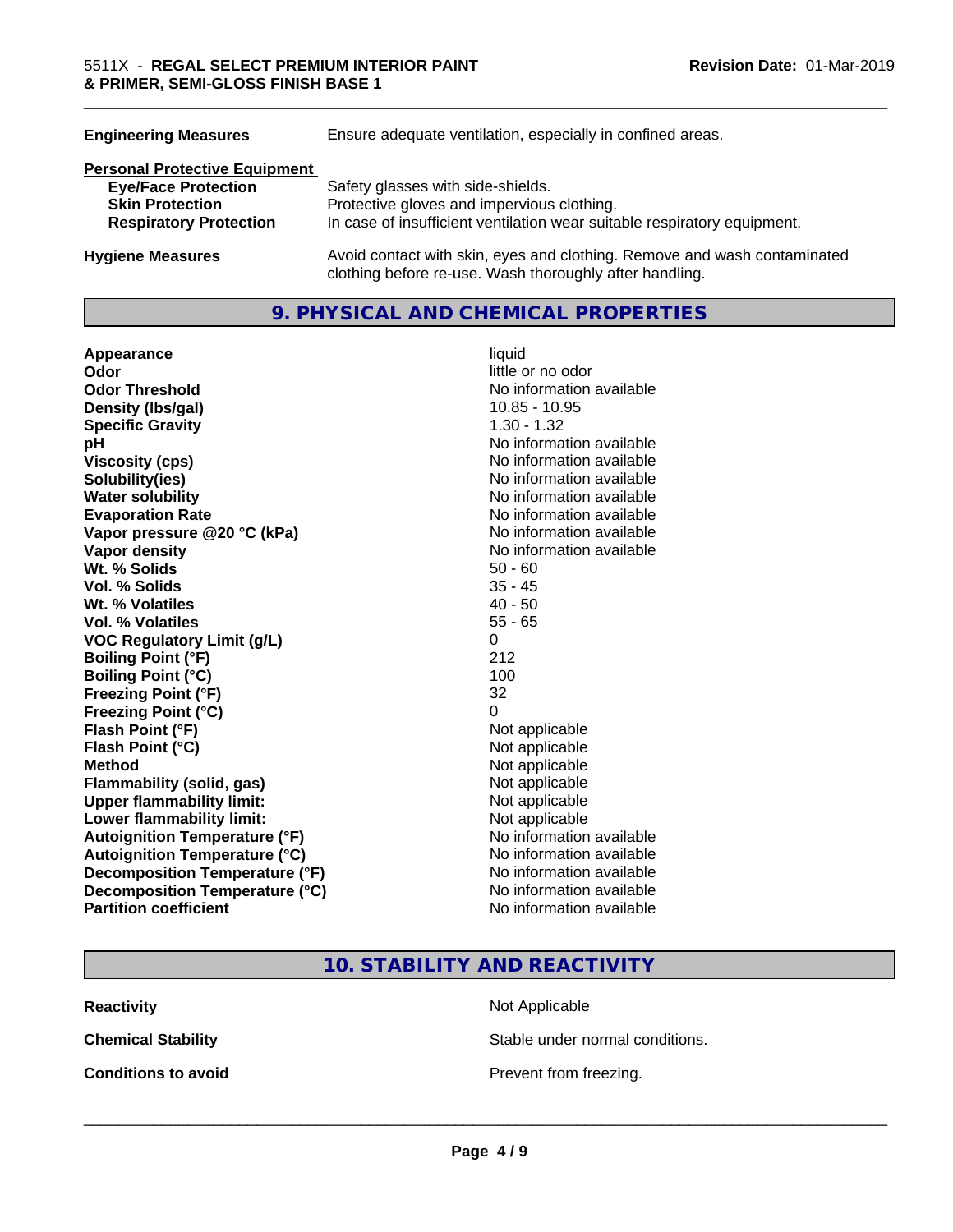| | |
|---|---|
| **Engineering Measures** | Ensure adequate ventilation, especially in confined areas. |

**Personal Protective Equipment**

| | |
|---|---|
| **Eye/Face Protection** | Safety glasses with side-shields. |
| **Skin Protection** | Protective gloves and impervious clothing. |
| **Respiratory Protection** | In case of insufficient ventilation wear suitable respiratory equipment. |

| | |
|---|---|
| **Hygiene Measures** | Avoid contact with skin, eyes and clothing. Remove and wash contaminated clothing before re-use. Wash thoroughly after handling. |

## 9. PHYSICAL AND CHEMICAL PROPERTIES

| | |
|---|---|
| **Appearance** | liquid |
| **Odor** | little or no odor |
| **Odor Threshold** | No information available |
| **Density (lbs/gal)** | 10.85 - 10.95 |
| **Specific Gravity** | 1.30 - 1.32 |
| **pH** | No information available |
| **Viscosity (cps)** | No information available |
| **Solubility(ies)** | No information available |
| **Water solubility** | No information available |
| **Evaporation Rate** | No information available |
| **Vapor pressure @20 °C (kPa)** | No information available |
| **Vapor density** | No information available |
| **Wt. % Solids** | 50 - 60 |
| **Vol. % Solids** | 35 - 45 |
| **Wt. % Volatiles** | 40 - 50 |
| **Vol. % Volatiles** | 55 - 65 |
| **VOC Regulatory Limit (g/L)** | 0 |
| **Boiling Point (°F)** | 212 |
| **Boiling Point (°C)** | 100 |
| **Freezing Point (°F)** | 32 |
| **Freezing Point (°C)** | 0 |
| **Flash Point (°F)** | Not applicable |
| **Flash Point (°C)** | Not applicable |
| **Method** | Not applicable |
| **Flammability (solid, gas)** | Not applicable |
| **Upper flammability limit:** | Not applicable |
| **Lower flammability limit:** | Not applicable |
| **Autoignition Temperature (°F)** | No information available |
| **Autoignition Temperature (°C)** | No information available |
| **Decomposition Temperature (°F)** | No information available |
| **Decomposition Temperature (°C)** | No information available |
| **Partition coefficient** | No information available |

## 10. STABILITY AND REACTIVITY

| | |
|---|---|
| **Reactivity** | Not Applicable |
| **Chemical Stability** | Stable under normal conditions. |
| **Conditions to avoid** | Prevent from freezing. |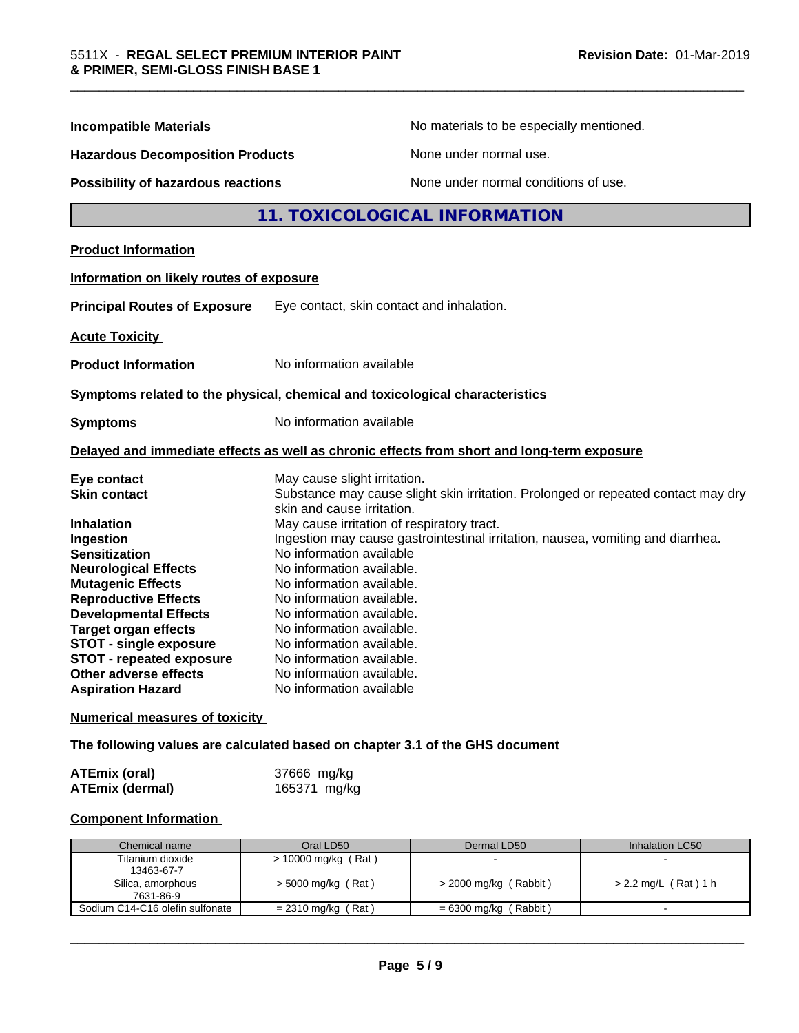| | |
|---|---|
| **Incompatible Materials** | No materials to be especially mentioned. |
| **Hazardous Decomposition Products** | None under normal use. |
| **Possibility of hazardous reactions** | None under normal conditions of use. |

## 11. TOXICOLOGICAL INFORMATION

**Product Information**

**Information on likely routes of exposure**

**Principal Routes of Exposure** Eye contact, skin contact and inhalation.

**Acute Toxicity**

**Product Information** No information available

**Symptoms related to the physical, chemical and toxicological characteristics**

**Symptoms** No information available

**Delayed and immediate effects as well as chronic effects from short and long-term exposure**

| | |
|---|---|
| **Eye contact** | May cause slight irritation. |
| **Skin contact** | Substance may cause slight skin irritation. Prolonged or repeated contact may dry skin and cause irritation. |
| **Inhalation** | May cause irritation of respiratory tract. |
| **Ingestion** | Ingestion may cause gastrointestinal irritation, nausea, vomiting and diarrhea. |
| **Sensitization** | No information available |
| **Neurological Effects** | No information available. |
| **Mutagenic Effects** | No information available. |
| **Reproductive Effects** | No information available. |
| **Developmental Effects** | No information available. |
| **Target organ effects** | No information available. |
| **STOT - single exposure** | No information available. |
| **STOT - repeated exposure** | No information available. |
| **Other adverse effects** | No information available. |
| **Aspiration Hazard** | No information available |

**Numerical measures of toxicity**

**The following values are calculated based on chapter 3.1 of the GHS document**

| | |
|---|---|
| **ATEmix (oral)** | 37666 mg/kg |
| **ATEmix (dermal)** | 165371 mg/kg |

**Component Information**

| Chemical name | Oral LD50 | Dermal LD50 | Inhalation LC50 |
|---|---|---|---|
| Titanium dioxide 13463-67-7 | > 10000 mg/kg ( Rat ) | - | - |
| Silica, amorphous 7631-86-9 | > 5000 mg/kg ( Rat ) | > 2000 mg/kg ( Rabbit ) | > 2.2 mg/L ( Rat ) 1 h |
| Sodium C14-C16 olefin sulfonate | = 2310 mg/kg ( Rat ) | = 6300 mg/kg ( Rabbit ) | - |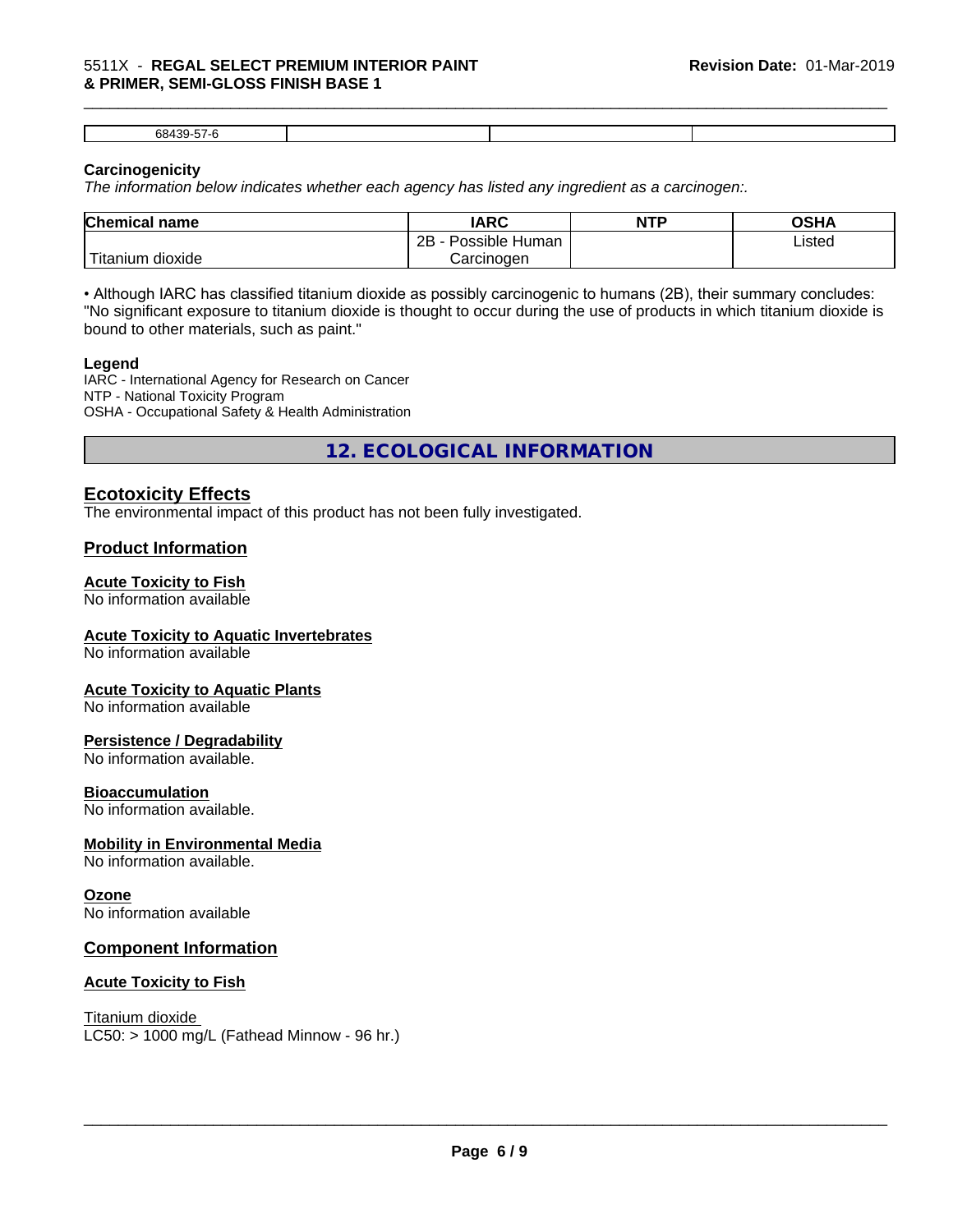| 68439-57-6 | | | |
|---|---|---|---|

**Carcinogenicity**

*The information below indicates whether each agency has listed any ingredient as a carcinogen:.*

| Chemical name | IARC | NTP | OSHA |
|---|---|---|---|
| Titanium dioxide | 2B - Possible Human Carcinogen | | Listed |

• Although IARC has classified titanium dioxide as possibly carcinogenic to humans (2B), their summary concludes: "No significant exposure to titanium dioxide is thought to occur during the use of products in which titanium dioxide is bound to other materials, such as paint."

**Legend**

IARC - International Agency for Research on Cancer
NTP - National Toxicity Program
OSHA - Occupational Safety & Health Administration

## 12. ECOLOGICAL INFORMATION

### Ecotoxicity Effects

The environmental impact of this product has not been fully investigated.

### Product Information

**Acute Toxicity to Fish**

No information available

**Acute Toxicity to Aquatic Invertebrates**

No information available

**Acute Toxicity to Aquatic Plants**

No information available

**Persistence / Degradability**

No information available.

**Bioaccumulation**

No information available.

**Mobility in Environmental Media**

No information available.

**Ozone**

No information available

### Component Information

**Acute Toxicity to Fish**

Titanium dioxide
LC50: > 1000 mg/L (Fathead Minnow - 96 hr.)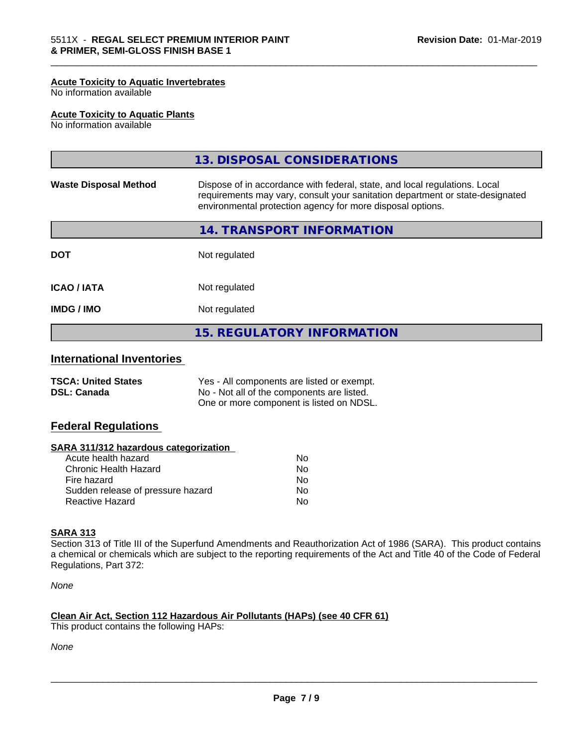#### Acute Toxicity to Aquatic Invertebrates
No information available

#### Acute Toxicity to Aquatic Plants
No information available

## 13. DISPOSAL CONSIDERATIONS

| | |
|---|---|
| **Waste Disposal Method** | Dispose of in accordance with federal, state, and local regulations. Local requirements may vary, consult your sanitation department or state-designated environmental protection agency for more disposal options. |

## 14. TRANSPORT INFORMATION

| | |
|---|---|
| **DOT** | Not regulated |
| **ICAO / IATA** | Not regulated |
| **IMDG / IMO** | Not regulated |

## 15. REGULATORY INFORMATION

### International Inventories

| | |
|---|---|
| **TSCA: United States** | Yes - All components are listed or exempt. |
| **DSL: Canada** | No - Not all of the components are listed. One or more component is listed on NDSL. |

### Federal Regulations

#### SARA 311/312 hazardous categorization

| | |
|---|---|
| Acute health hazard | No |
| Chronic Health Hazard | No |
| Fire hazard | No |
| Sudden release of pressure hazard | No |
| Reactive Hazard | No |

#### SARA 313
Section 313 of Title III of the Superfund Amendments and Reauthorization Act of 1986 (SARA). This product contains a chemical or chemicals which are subject to the reporting requirements of the Act and Title 40 of the Code of Federal Regulations, Part 372:

*None*

#### Clean Air Act, Section 112 Hazardous Air Pollutants (HAPs) (see 40 CFR 61)
This product contains the following HAPs:

*None*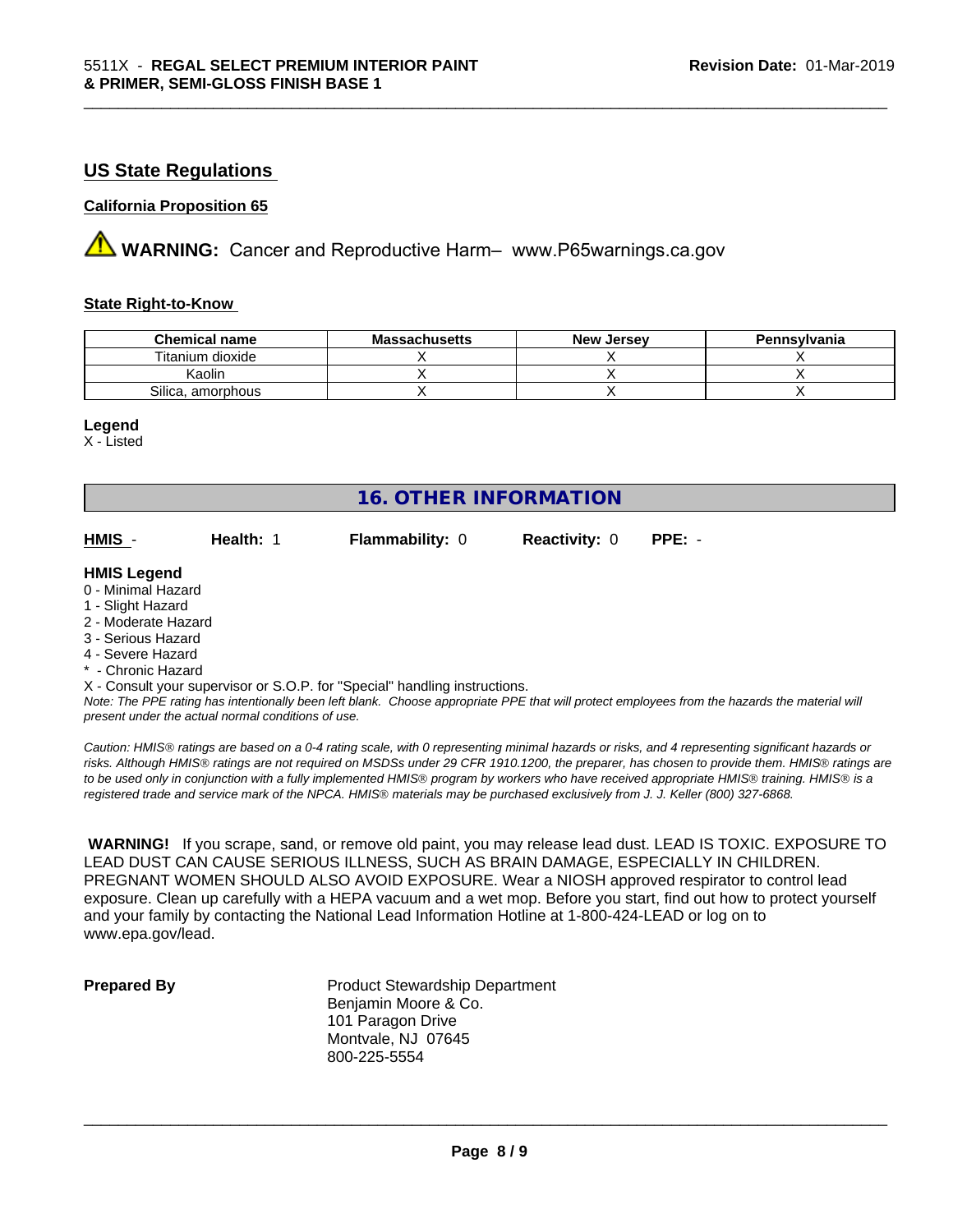## US State Regulations

**California Proposition 65**

⚠ **WARNING:** Cancer and Reproductive Harm– www.P65warnings.ca.gov

**State Right-to-Know**

| Chemical name | Massachusetts | New Jersey | Pennsylvania |
|---|---|---|---|
| Titanium dioxide | X | X | X |
| Kaolin | X | X | X |
| Silica, amorphous | X | X | X |

**Legend**
X - Listed

## 16. OTHER INFORMATION

**HMIS** - **Health:** 1 **Flammability:** 0 **Reactivity:** 0 **PPE:** -

**HMIS Legend**
0 - Minimal Hazard
1 - Slight Hazard
2 - Moderate Hazard
3 - Serious Hazard
4 - Severe Hazard
* - Chronic Hazard
X - Consult your supervisor or S.O.P. for "Special" handling instructions.
*Note: The PPE rating has intentionally been left blank. Choose appropriate PPE that will protect employees from the hazards the material will present under the actual normal conditions of use.*

*Caution: HMIS® ratings are based on a 0-4 rating scale, with 0 representing minimal hazards or risks, and 4 representing significant hazards or risks. Although HMIS® ratings are not required on MSDSs under 29 CFR 1910.1200, the preparer, has chosen to provide them. HMIS® ratings are to be used only in conjunction with a fully implemented HMIS® program by workers who have received appropriate HMIS® training. HMIS® is a registered trade and service mark of the NPCA. HMIS® materials may be purchased exclusively from J. J. Keller (800) 327-6868.*

**WARNING!** If you scrape, sand, or remove old paint, you may release lead dust. LEAD IS TOXIC. EXPOSURE TO LEAD DUST CAN CAUSE SERIOUS ILLNESS, SUCH AS BRAIN DAMAGE, ESPECIALLY IN CHILDREN. PREGNANT WOMEN SHOULD ALSO AVOID EXPOSURE. Wear a NIOSH approved respirator to control lead exposure. Clean up carefully with a HEPA vacuum and a wet mop. Before you start, find out how to protect yourself and your family by contacting the National Lead Information Hotline at 1-800-424-LEAD or log on to www.epa.gov/lead.

**Prepared By**

Product Stewardship Department
Benjamin Moore & Co.
101 Paragon Drive
Montvale, NJ 07645
800-225-5554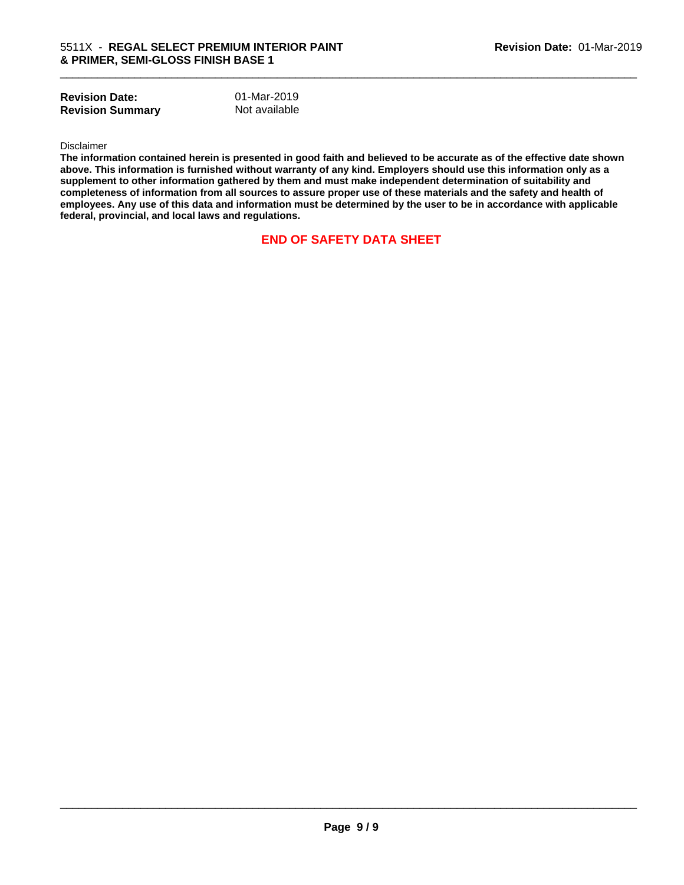**Revision Date:** 01-Mar-2019
**Revision Summary** Not available

Disclaimer

**The information contained herein is presented in good faith and believed to be accurate as of the effective date shown above. This information is furnished without warranty of any kind. Employers should use this information only as a supplement to other information gathered by them and must make independent determination of suitability and completeness of information from all sources to assure proper use of these materials and the safety and health of employees. Any use of this data and information must be determined by the user to be in accordance with applicable federal, provincial, and local laws and regulations.**

**END OF SAFETY DATA SHEET**